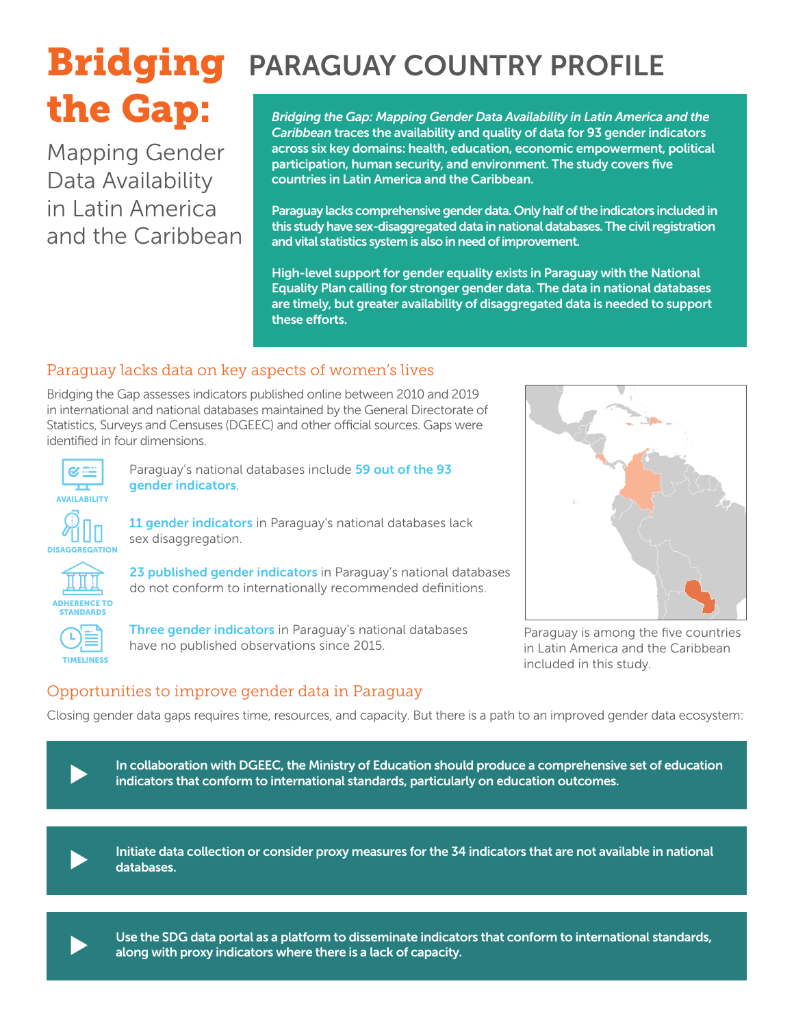# Bridging the Gap:

Mapping Gender Data Availability in Latin America and the Caribbean

# PARAGUAY COUNTRY PROFILE

***Bridging the Gap: Mapping Gender Data Availability in Latin America and the Caribbean*** **traces the availability and quality of data for 93 gender indicators across six key domains: health, education, economic empowerment, political participation, human security, and environment. The study covers five countries in Latin America and the Caribbean.**

**Paraguay lacks comprehensive gender data. Only half of the indicators included in this study have sex-disaggregated data in national databases. The civil registration and vital statistics system is also in need of improvement.**

**High-level support for gender equality exists in Paraguay with the National Equality Plan calling for stronger gender data. The data in national databases are timely, but greater availability of disaggregated data is needed to support these efforts.**

## Paraguay lacks data on key aspects of women's lives

Bridging the Gap assesses indicators published online between 2010 and 2019 in international and national databases maintained by the General Directorate of Statistics, Surveys and Censuses (DGEEC) and other official sources. Gaps were identified in four dimensions.

**AVAILABILITY**: Paraguay's national databases include **59 out of the 93 gender indicators**.

**DISAGGREGATION**: **11 gender indicators** in Paraguay's national databases lack sex disaggregation.

**ADHERENCE TO STANDARDS**: **23 published gender indicators** in Paraguay's national databases do not conform to internationally recommended definitions.

**TIMELINESS**: **Three gender indicators** in Paraguay's national databases have no published observations since 2015.

Paraguay is among the five countries in Latin America and the Caribbean included in this study.

## Opportunities to improve gender data in Paraguay

Closing gender data gaps requires time, resources, and capacity. But there is a path to an improved gender data ecosystem:

- **In collaboration with DGEEC, the Ministry of Education should produce a comprehensive set of education indicators that conform to international standards, particularly on education outcomes.**
- **Initiate data collection or consider proxy measures for the 34 indicators that are not available in national databases.**
- **Use the SDG data portal as a platform to disseminate indicators that conform to international standards, along with proxy indicators where there is a lack of capacity.**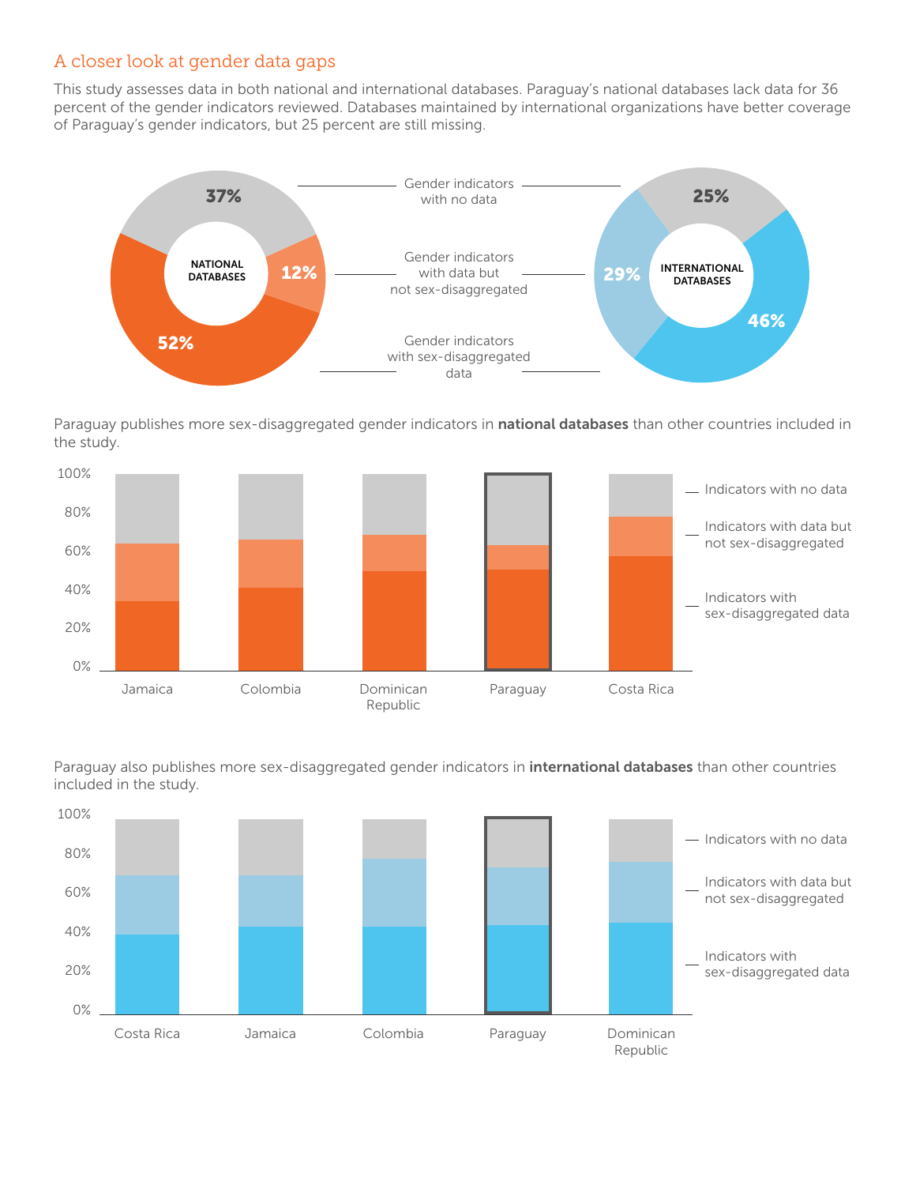## A closer look at gender data gaps

This study assesses data in both national and international databases. Paraguay's national databases lack data for 36 percent of the gender indicators reviewed. Databases maintained by international organizations have better coverage of Paraguay's gender indicators, but 25 percent are still missing.

| | National databases | International databases |
|---|---|---|
| Gender indicators with no data | 37% | 25% |
| Gender indicators with data but not sex-disaggregated | 12% | 29% |
| Gender indicators with sex-disaggregated data | 52% | 46% |

Paraguay publishes more sex-disaggregated gender indicators in **national databases** than other countries included in the study.

Paraguay also publishes more sex-disaggregated gender indicators in **international databases** than other countries included in the study.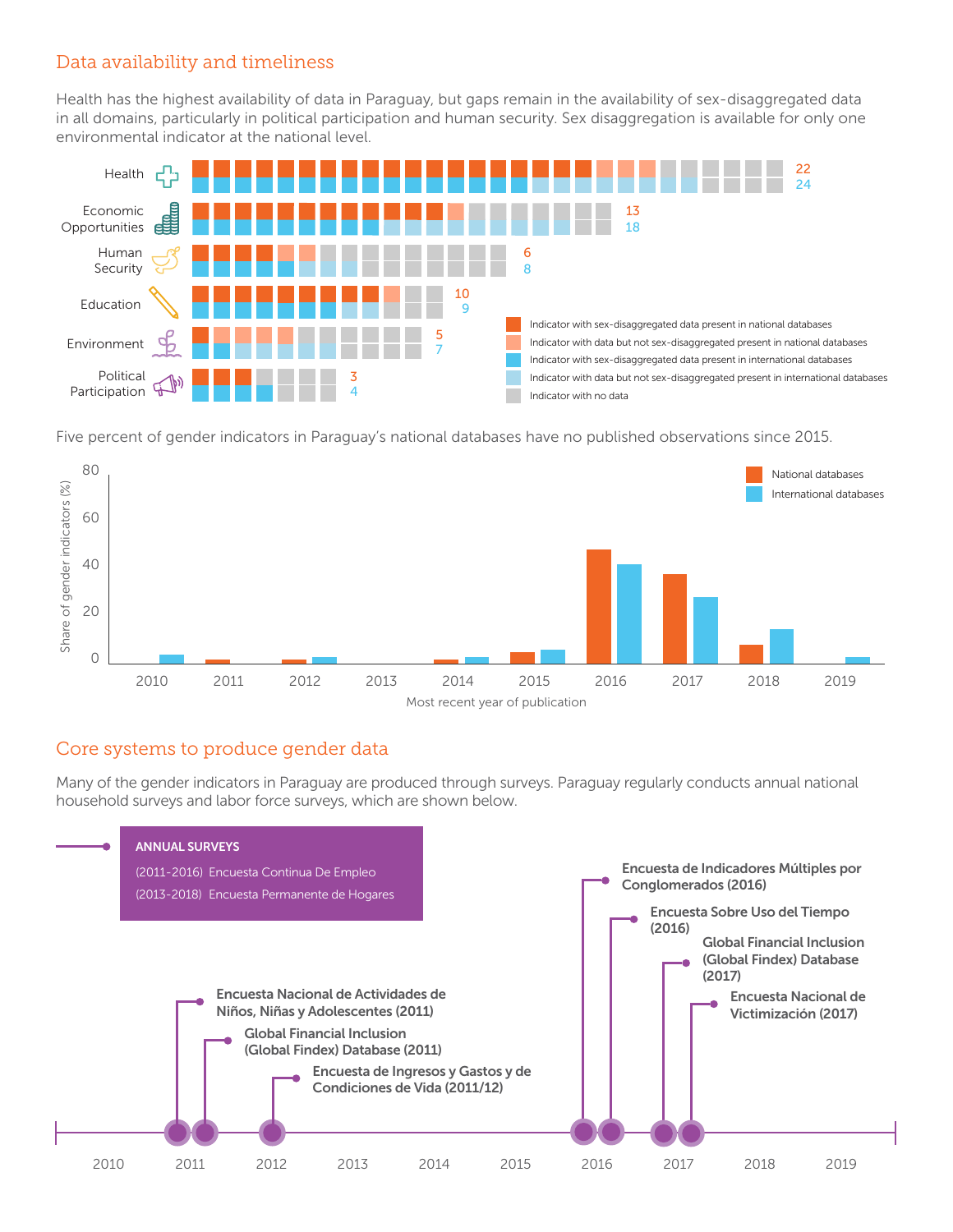## Data availability and timeliness

Health has the highest availability of data in Paraguay, but gaps remain in the availability of sex-disaggregated data in all domains, particularly in political participation and human security. Sex disaggregation is available for only one environmental indicator at the national level.

| Domain | National databases | International databases |
|---|---|---|
| Health | 22 | 24 |
| Economic Opportunities | 13 | 18 |
| Human Security | 6 | 8 |
| Education | 10 | 9 |
| Environment | 5 | 7 |
| Political Participation | 3 | 4 |

- Indicator with sex-disaggregated data present in national databases
- Indicator with data but not sex-disaggregated present in national databases
- Indicator with sex-disaggregated data present in international databases
- Indicator with data but not sex-disaggregated present in international databases
- Indicator with no data

Five percent of gender indicators in Paraguay's national databases have no published observations since 2015.

Share of gender indicators (%) by most recent year of publication (National databases / International databases): 2010–2019.

## Core systems to produce gender data

Many of the gender indicators in Paraguay are produced through surveys. Paraguay regularly conducts annual national household surveys and labor force surveys, which are shown below.

**ANNUAL SURVEYS**

(2011-2016) Encuesta Continua De Empleo

(2013-2018) Encuesta Permanente de Hogares

- **Encuesta Nacional de Actividades de Niños, Niñas y Adolescentes (2011)**
- **Global Financial Inclusion (Global Findex) Database (2011)**
- **Encuesta de Ingresos y Gastos y de Condiciones de Vida (2011/12)**
- **Encuesta de Indicadores Múltiples por Conglomerados (2016)**
- **Encuesta Sobre Uso del Tiempo (2016)**
- **Global Financial Inclusion (Global Findex) Database (2017)**
- **Encuesta Nacional de Victimización (2017)**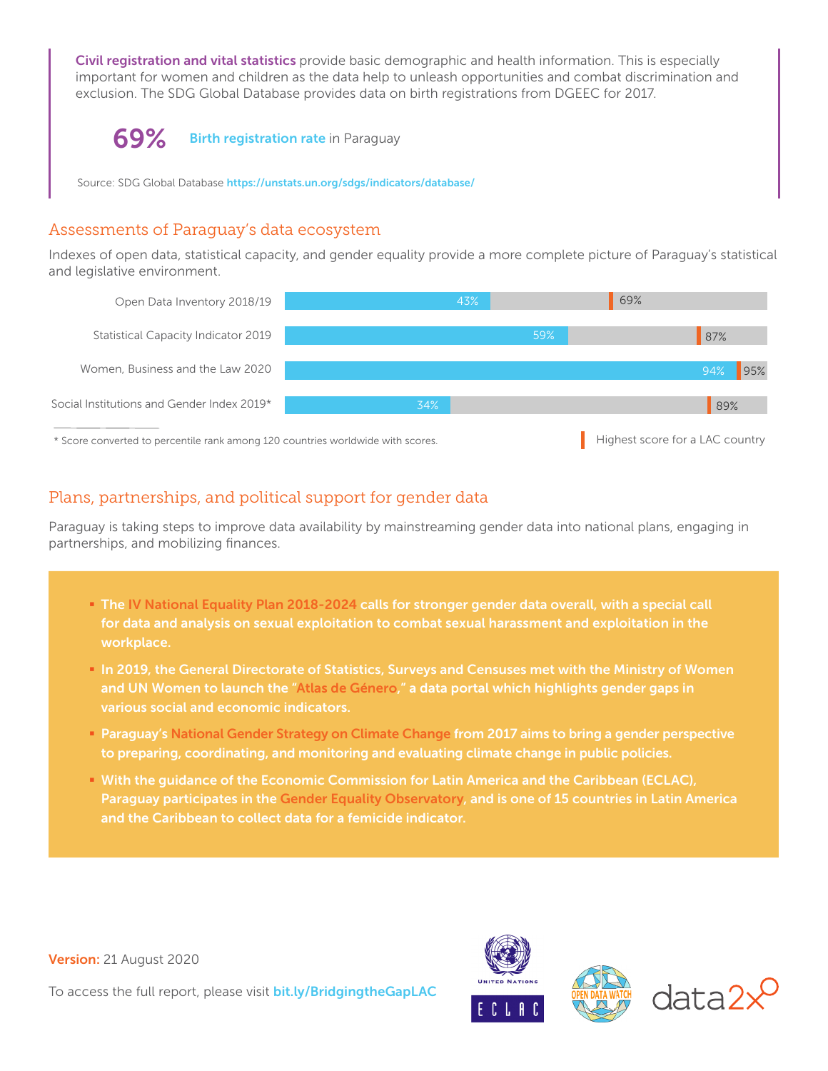**Civil registration and vital statistics** provide basic demographic and health information. This is especially important for women and children as the data help to unleash opportunities and combat discrimination and exclusion. The SDG Global Database provides data on birth registrations from DGEEC for 2017.

**69%** **Birth registration rate** in Paraguay

Source: SDG Global Database https://unstats.un.org/sdgs/indicators/database/

## Assessments of Paraguay's data ecosystem

Indexes of open data, statistical capacity, and gender equality provide a more complete picture of Paraguay's statistical and legislative environment.

Open Data Inventory 2018/19
43%
69%

Statistical Capacity Indicator 2019
59%
87%

Women, Business and the Law 2020
94%
95%

Social Institutions and Gender Index 2019*
34%
89%

\* Score converted to percentile rank among 120 countries worldwide with scores.

Highest score for a LAC country

## Plans, partnerships, and political support for gender data

Paraguay is taking steps to improve data availability by mainstreaming gender data into national plans, engaging in partnerships, and mobilizing finances.

- **The IV National Equality Plan 2018-2024 calls for stronger gender data overall, with a special call for data and analysis on sexual exploitation to combat sexual harassment and exploitation in the workplace.**
- **In 2019, the General Directorate of Statistics, Surveys and Censuses met with the Ministry of Women and UN Women to launch the "Atlas de Género," a data portal which highlights gender gaps in various social and economic indicators.**
- **Paraguay's National Gender Strategy on Climate Change from 2017 aims to bring a gender perspective to preparing, coordinating, and monitoring and evaluating climate change in public policies.**
- **With the guidance of the Economic Commission for Latin America and the Caribbean (ECLAC), Paraguay participates in the Gender Equality Observatory, and is one of 15 countries in Latin America and the Caribbean to collect data for a femicide indicator.**

**Version:** 21 August 2020

To access the full report, please visit bit.ly/BridgingtheGapLAC